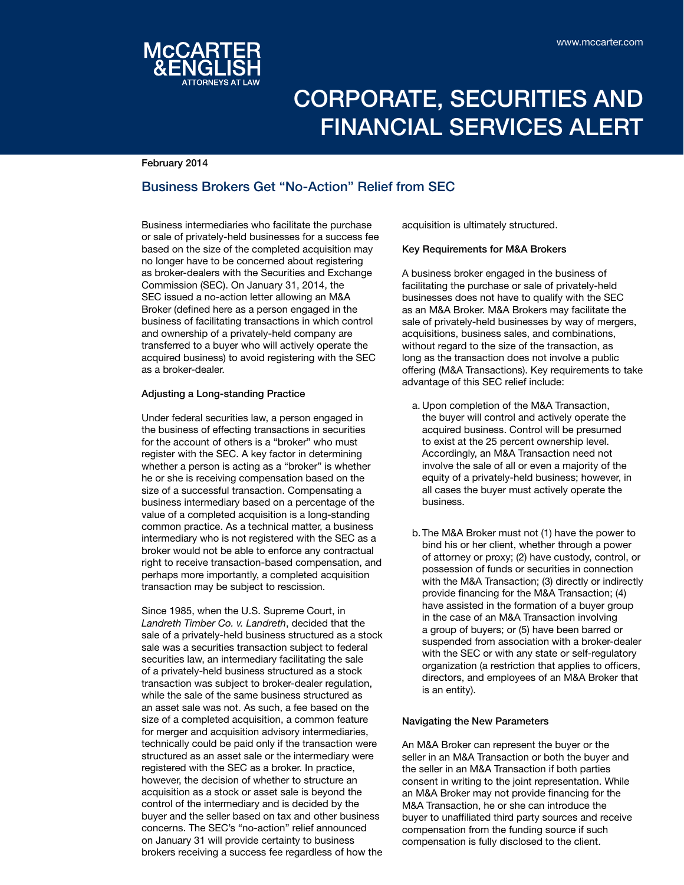# McCARTER & ENGLISH
ATTORNEYS AT LAW

www.mccarter.com

# CORPORATE, SECURITIES AND FINANCIAL SERVICES ALERT

February 2014

## Business Brokers Get "No-Action" Relief from SEC

Business intermediaries who facilitate the purchase or sale of privately-held businesses for a success fee based on the size of the completed acquisition may no longer have to be concerned about registering as broker-dealers with the Securities and Exchange Commission (SEC). On January 31, 2014, the SEC issued a no-action letter allowing an M&A Broker (defined here as a person engaged in the business of facilitating transactions in which control and ownership of a privately-held company are transferred to a buyer who will actively operate the acquired business) to avoid registering with the SEC as a broker-dealer.

### Adjusting a Long-standing Practice

Under federal securities law, a person engaged in the business of effecting transactions in securities for the account of others is a "broker" who must register with the SEC. A key factor in determining whether a person is acting as a "broker" is whether he or she is receiving compensation based on the size of a successful transaction. Compensating a business intermediary based on a percentage of the value of a completed acquisition is a long-standing common practice. As a technical matter, a business intermediary who is not registered with the SEC as a broker would not be able to enforce any contractual right to receive transaction-based compensation, and perhaps more importantly, a completed acquisition transaction may be subject to rescission.

Since 1985, when the U.S. Supreme Court, in *Landreth Timber Co. v. Landreth*, decided that the sale of a privately-held business structured as a stock sale was a securities transaction subject to federal securities law, an intermediary facilitating the sale of a privately-held business structured as a stock transaction was subject to broker-dealer regulation, while the sale of the same business structured as an asset sale was not. As such, a fee based on the size of a completed acquisition, a common feature for merger and acquisition advisory intermediaries, technically could be paid only if the transaction were structured as an asset sale or the intermediary were registered with the SEC as a broker. In practice, however, the decision of whether to structure an acquisition as a stock or asset sale is beyond the control of the intermediary and is decided by the buyer and the seller based on tax and other business concerns. The SEC's "no-action" relief announced on January 31 will provide certainty to business brokers receiving a success fee regardless of how the acquisition is ultimately structured.

### Key Requirements for M&A Brokers

A business broker engaged in the business of facilitating the purchase or sale of privately-held businesses does not have to qualify with the SEC as an M&A Broker. M&A Brokers may facilitate the sale of privately-held businesses by way of mergers, acquisitions, business sales, and combinations, without regard to the size of the transaction, as long as the transaction does not involve a public offering (M&A Transactions). Key requirements to take advantage of this SEC relief include:

a. Upon completion of the M&A Transaction, the buyer will control and actively operate the acquired business. Control will be presumed to exist at the 25 percent ownership level. Accordingly, an M&A Transaction need not involve the sale of all or even a majority of the equity of a privately-held business; however, in all cases the buyer must actively operate the business.

b. The M&A Broker must not (1) have the power to bind his or her client, whether through a power of attorney or proxy; (2) have custody, control, or possession of funds or securities in connection with the M&A Transaction; (3) directly or indirectly provide financing for the M&A Transaction; (4) have assisted in the formation of a buyer group in the case of an M&A Transaction involving a group of buyers; or (5) have been barred or suspended from association with a broker-dealer with the SEC or with any state or self-regulatory organization (a restriction that applies to officers, directors, and employees of an M&A Broker that is an entity).

### Navigating the New Parameters

An M&A Broker can represent the buyer or the seller in an M&A Transaction or both the buyer and the seller in an M&A Transaction if both parties consent in writing to the joint representation. While an M&A Broker may not provide financing for the M&A Transaction, he or she can introduce the buyer to unaffiliated third party sources and receive compensation from the funding source if such compensation is fully disclosed to the client.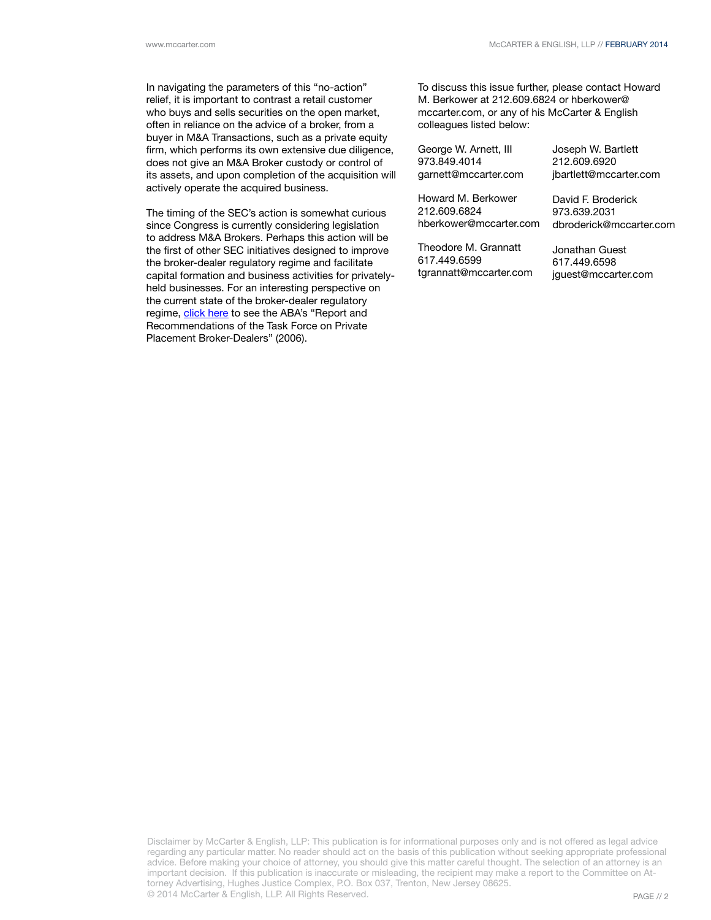In navigating the parameters of this "no-action" relief, it is important to contrast a retail customer who buys and sells securities on the open market, often in reliance on the advice of a broker, from a buyer in M&A Transactions, such as a private equity firm, which performs its own extensive due diligence, does not give an M&A Broker custody or control of its assets, and upon completion of the acquisition will actively operate the acquired business.

The timing of the SEC's action is somewhat curious since Congress is currently considering legislation to address M&A Brokers. Perhaps this action will be the first of other SEC initiatives designed to improve the broker-dealer regulatory regime and facilitate capital formation and business activities for privately-held businesses. For an interesting perspective on the current state of the broker-dealer regulatory regime, click here to see the ABA's "Report and Recommendations of the Task Force on Private Placement Broker-Dealers" (2006).

To discuss this issue further, please contact Howard M. Berkower at 212.609.6824 or hberkower@mccarter.com, or any of his McCarter & English colleagues listed below:

George W. Arnett, III
973.849.4014
garnett@mccarter.com

Joseph W. Bartlett
212.609.6920
jbartlett@mccarter.com

Howard M. Berkower
212.609.6824
hberkower@mccarter.com

David F. Broderick
973.639.2031
dbroderick@mccarter.com

Theodore M. Grannatt
617.449.6599
tgrannatt@mccarter.com

Jonathan Guest
617.449.6598
jguest@mccarter.com

Disclaimer by McCarter & English, LLP: This publication is for informational purposes only and is not offered as legal advice regarding any particular matter. No reader should act on the basis of this publication without seeking appropriate professional advice. Before making your choice of attorney, you should give this matter careful thought. The selection of an attorney is an important decision. If this publication is inaccurate or misleading, the recipient may make a report to the Committee on Attorney Advertising, Hughes Justice Complex, P.O. Box 037, Trenton, New Jersey 08625.
© 2014 McCarter & English, LLP. All Rights Reserved.